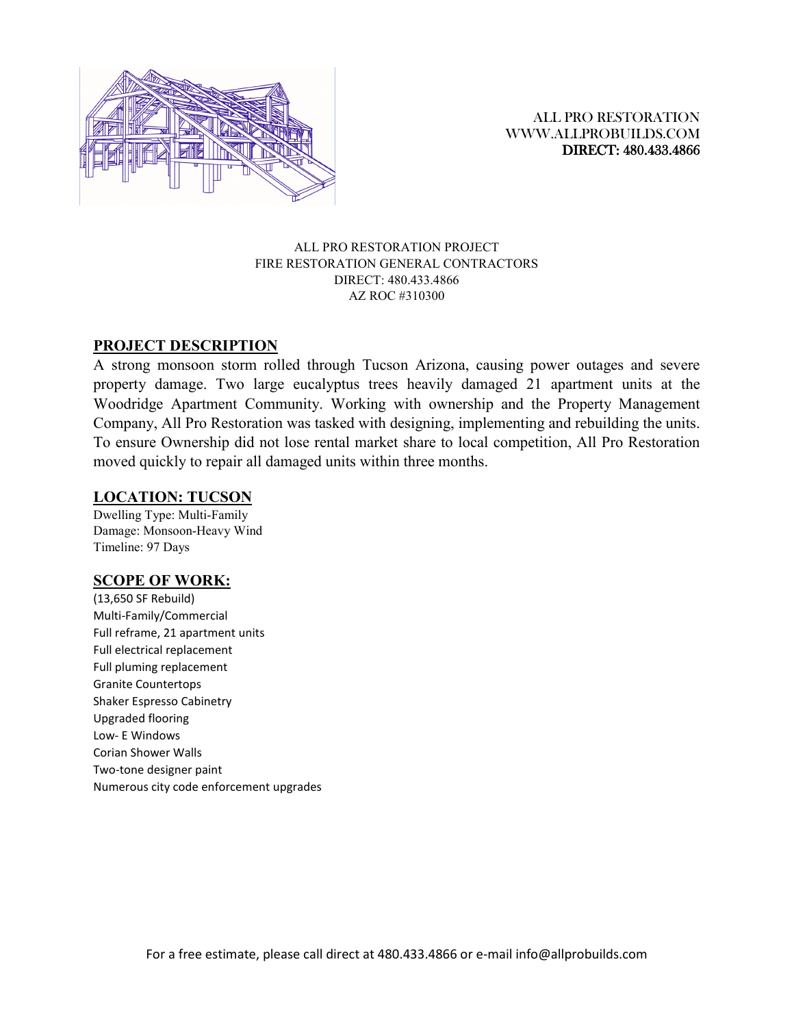ALL PRO RESTORATION
WWW.ALLPROBUILDS.COM
DIRECT: 480.433.4866

ALL PRO RESTORATION PROJECT
FIRE RESTORATION GENERAL CONTRACTORS
DIRECT: 480.433.4866
AZ ROC #310300

## PROJECT DESCRIPTION

A strong monsoon storm rolled through Tucson Arizona, causing power outages and severe property damage. Two large eucalyptus trees heavily damaged 21 apartment units at the Woodridge Apartment Community. Working with ownership and the Property Management Company, All Pro Restoration was tasked with designing, implementing and rebuilding the units. To ensure Ownership did not lose rental market share to local competition, All Pro Restoration moved quickly to repair all damaged units within three months.

## LOCATION: TUCSON

Dwelling Type: Multi-Family
Damage: Monsoon-Heavy Wind
Timeline: 97 Days

## SCOPE OF WORK:

(13,650 SF Rebuild)
Multi-Family/Commercial
Full reframe, 21 apartment units
Full electrical replacement
Full pluming replacement
Granite Countertops
Shaker Espresso Cabinetry
Upgraded flooring
Low- E Windows
Corian Shower Walls
Two-tone designer paint
Numerous city code enforcement upgrades

For a free estimate, please call direct at 480.433.4866 or e-mail info@allprobuilds.com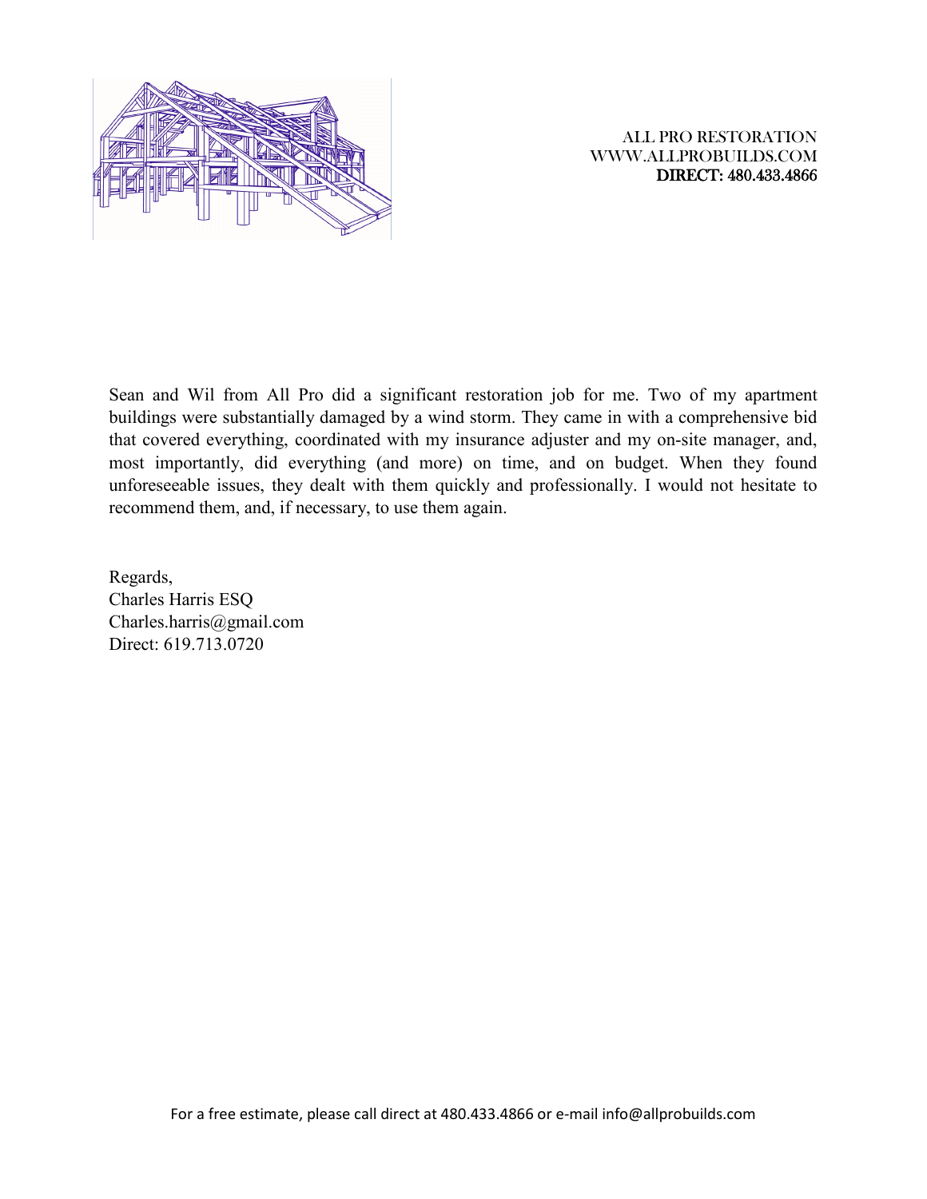ALL PRO RESTORATION
WWW.ALLPROBUILDS.COM
**DIRECT: 480.433.4866**

Sean and Wil from All Pro did a significant restoration job for me. Two of my apartment buildings were substantially damaged by a wind storm. They came in with a comprehensive bid that covered everything, coordinated with my insurance adjuster and my on-site manager, and, most importantly, did everything (and more) on time, and on budget. When they found unforeseeable issues, they dealt with them quickly and professionally. I would not hesitate to recommend them, and, if necessary, to use them again.

Regards,
Charles Harris ESQ
Charles.harris@gmail.com
Direct: 619.713.0720

For a free estimate, please call direct at 480.433.4866 or e-mail info@allprobuilds.com